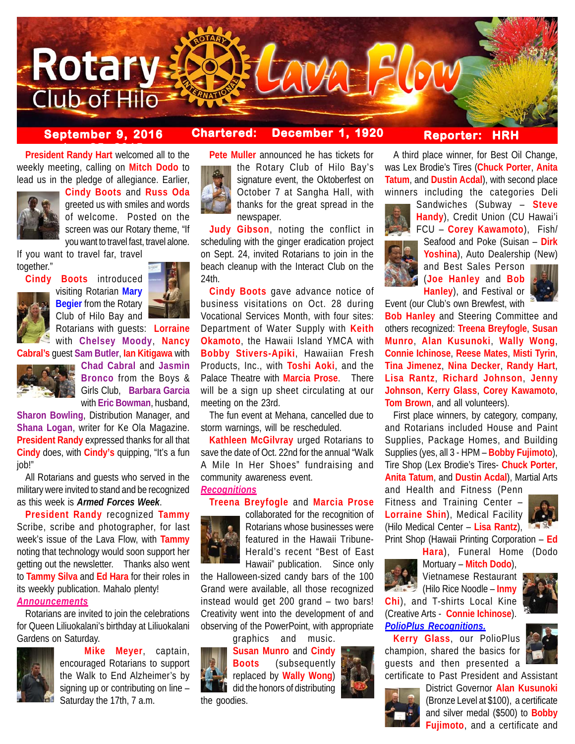# Rotary Club of Hilo — Lava Flow

**September 9, 2016** **Chartered: December 1, 1920** **Reporter: HRH**

**President Randy Hart** welcomed all to the weekly meeting, calling on **Mitch Dodo** to lead us in the pledge of allegiance. Earlier, **Cindy Boots** and **Russ Oda** greeted us with smiles and words of welcome. Posted on the screen was our Rotary theme, "If you want to travel fast, travel alone. If you want to travel far, travel together."

**Cindy Boots** introduced visiting Rotarian **Mary Begier** from the Rotary Club of Hilo Bay and Rotarians with guests: **Lorraine** with **Chelsey Moody**, **Nancy Cabral's** guest **Sam Butler**, **Ian Kitigawa** with **Chad Cabral** and **Jasmin Bronco** from the Boys & Girls Club, **Barbara Garcia** with **Eric Bowman**, husband, **Sharon Bowling**, Distribution Manager, and **Shana Logan**, writer for Ke Ola Magazine. **President Randy** expressed thanks for all that **Cindy** does, with **Cindy's** quipping, "It's a fun job!"

All Rotarians and guests who served in the military were invited to stand and be recognized as this week is ***Armed Forces Week***.

**President Randy** recognized **Tammy** Scribe, scribe and photographer, for last week's issue of the Lava Flow, with **Tammy** noting that technology would soon support her getting out the newsletter. Thanks also went to **Tammy Silva** and **Ed Hara** for their roles in its weekly publication. Mahalo plenty!

***Announcements***

Rotarians are invited to join the celebrations for Queen Liliuokalani's birthday at Liliuokalani Gardens on Saturday.

**Mike Meyer**, captain, encouraged Rotarians to support the Walk to End Alzheimer's by signing up or contributing on line – Saturday the 17th, 7 a.m.

**Pete Muller** announced he has tickets for the Rotary Club of Hilo Bay's signature event, the Oktoberfest on October 7 at Sangha Hall, with thanks for the great spread in the newspaper.

**Judy Gibson**, noting the conflict in scheduling with the ginger eradication project on Sept. 24, invited Rotarians to join in the beach cleanup with the Interact Club on the 24th.

**Cindy Boots** gave advance notice of business visitations on Oct. 28 during Vocational Services Month, with four sites: Department of Water Supply with **Keith Okamoto**, the Hawaii Island YMCA with **Bobby Stivers-Apiki**, Hawaiian Fresh Products, Inc., with **Toshi Aoki**, and the Palace Theatre with **Marcia Prose**. There will be a sign up sheet circulating at our meeting on the 23rd.

The fun event at Mehana, cancelled due to storm warnings, will be rescheduled.

**Kathleen McGilvray** urged Rotarians to save the date of Oct. 22nd for the annual "Walk A Mile In Her Shoes" fundraising and community awareness event.

***Recognitions***

**Treena Breyfogle** and **Marcia Prose** collaborated for the recognition of Rotarians whose businesses were featured in the Hawaii Tribune-Herald's recent "Best of East Hawaii" publication. Since only the Halloween-sized candy bars of the 100 Grand were available, all those recognized instead would get 200 grand – two bars! Creativity went into the development of and observing of the PowerPoint, with appropriate graphics and music. **Susan Munro** and **Cindy Boots** (subsequently replaced by **Wally Wong**) did the honors of distributing the goodies.

A third place winner, for Best Oil Change, was Lex Brodie's Tires (**Chuck Porter**, **Anita Tatum**, and **Dustin Acdal**), with second place winners including the categories Deli Sandwiches (Subway – **Steve Handy**), Credit Union (CU Hawai'i FCU – **Corey Kawamoto**), Fish/ Seafood and Poke (Suisan – **Dirk Yoshina**), Auto Dealership (New) and Best Sales Person (**Joe Hanley** and **Bob Hanley**), and Festival or Event (our Club's own Brewfest, with **Bob Hanley** and Steering Committee and others recognized: **Treena Breyfogle**, **Susan Munro**, **Alan Kusunoki**, **Wally Wong**, **Connie Ichinose**, **Reese Mates**, **Misti Tyrin**, **Tina Jimenez**, **Nina Decker**, **Randy Hart**, **Lisa Rantz**, **Richard Johnson**, **Jenny Johnson**, **Kerry Glass**, **Corey Kawamoto**, **Tom Brown**, and all volunteers).

First place winners, by category, company, and Rotarians included House and Paint Supplies, Package Homes, and Building Supplies (yes, all 3 - HPM – **Bobby Fujimoto**), Tire Shop (Lex Brodie's Tires- **Chuck Porter**, **Anita Tatum**, and **Dustin Acdal**), Martial Arts and Health and Fitness (Penn Fitness and Training Center – **Lorraine Shin**), Medical Facility (Hilo Medical Center – **Lisa Rantz**), Print Shop (Hawaii Printing Corporation – **Ed Hara**), Funeral Home (Dodo Mortuary – **Mitch Dodo**), Vietnamese Restaurant (Hilo Rice Noodle – **Inmy Chi**), and T-shirts Local Kine (Creative Arts - **Connie Ichinose**).

***PolioPlus Recognitions.***

**Kerry Glass**, our PolioPlus champion, shared the basics for guests and then presented a certificate to Past President and Assistant District Governor **Alan Kusunoki** (Bronze Level at $100), a certificate and silver medal ($500) to **Bobby Fujimoto**, and a certificate and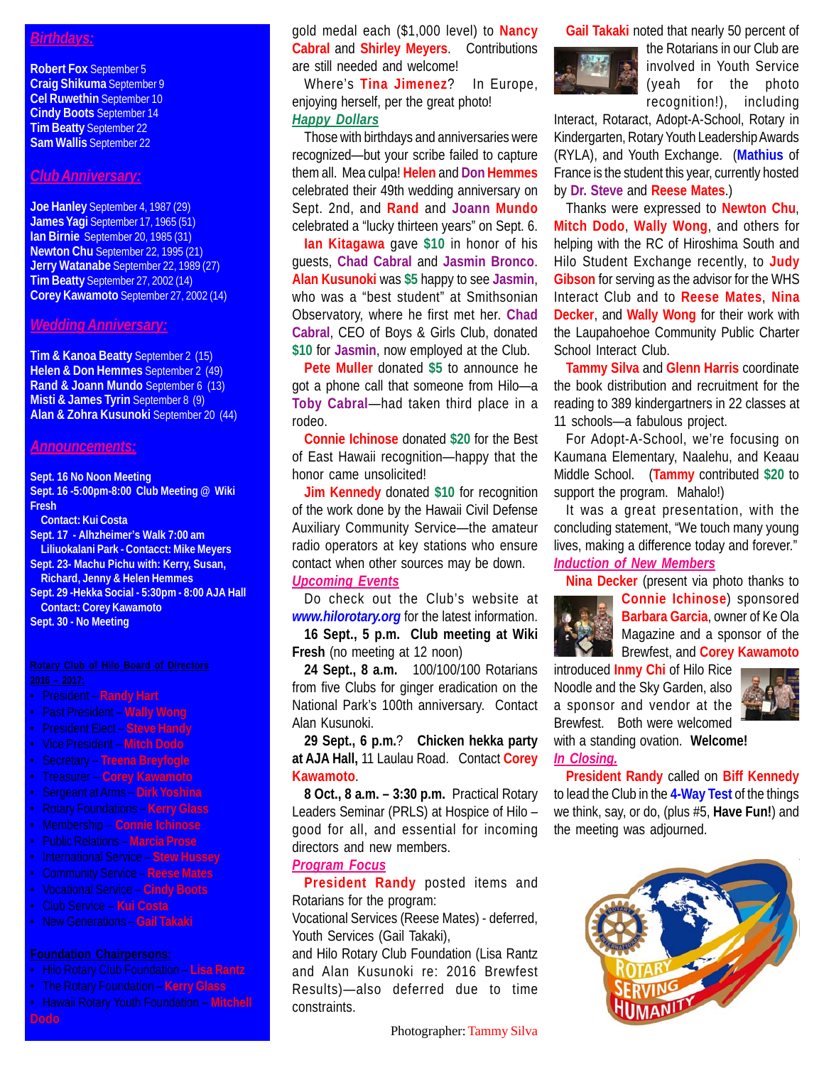## *Birthdays:*

**Robert Fox** September 5
**Craig Shikuma** September 9
**Cel Ruwethin** September 10
**Cindy Boots** September 14
**Tim Beatty** September 22
**Sam Wallis** September 22

## *Club Anniversary:*

**Joe Hanley** September 4, 1987 (29)
**James Yagi** September 17, 1965 (51)
**Ian Birnie** September 20, 1985 (31)
**Newton Chu** September 22, 1995 (21)
**Jerry Watanabe** September 22, 1989 (27)
**Tim Beatty** September 27, 2002 (14)
**Corey Kawamoto** September 27, 2002 (14)

## *Wedding Anniversary:*

**Tim & Kanoa Beatty** September 2 (15)
**Helen & Don Hemmes** September 2 (49)
**Rand & Joann Mundo** September 6 (13)
**Misti & James Tyrin** September 8 (9)
**Alan & Zohra Kusunoki** September 20 (44)

## *Announcements:*

**Sept. 16 No Noon Meeting**
**Sept. 16 -5:00pm-8:00 Club Meeting @ Wiki Fresh**
**Contact: Kui Costa**
**Sept. 17 - Alhzheimer's Walk 7:00 am Liliuokalani Park - Contacct: Mike Meyers**
**Sept. 23- Machu Pichu with: Kerry, Susan, Richard, Jenny & Helen Hemmes**
**Sept. 29 -Hekka Social - 5:30pm - 8:00 AJA Hall**
**Contact: Corey Kawamoto**
**Sept. 30 - No Meeting**

**Rotary Club of Hilo Board of Directors**
**2016 – 2017:**

- President – **Randy Hart**
- Past President – **Wally Wong**
- President Elect – **Steve Handy**
- Vice President – **Mitch Dodo**
- Secretary – **Treena Breyfogle**
- Treasurer – **Corey Kawamoto**
- Sergeant at Arms – **Dirk Yoshina**
- Rotary Foundations – **Kerry Glass**
- Membership – **Connie Ichinose**
- Public Relations – **Marcia Prose**
- International Service – **Stew Hussey**
- Community Service – **Reese Mates**
- Vocational Service – **Cindy Boots**
- Club Service – **Kui Costa**
- New Generations – **Gail Takaki**

**Foundation Chairpersons:**

- Hilo Rotary Club Foundation – **Lisa Rantz**
- The Rotary Foundation – **Kerry Glass**
- Hawaii Rotary Youth Foundation – **Mitchell Dodo**

gold medal each ($1,000 level) to **Nancy Cabral** and **Shirley Meyers**. Contributions are still needed and welcome!

Where's **Tina Jimenez**? In Europe, enjoying herself, per the great photo!

## *Happy Dollars*

Those with birthdays and anniversaries were recognized—but your scribe failed to capture them all. Mea culpa! **Helen** and **Don Hemmes** celebrated their 49th wedding anniversary on Sept. 2nd, and **Rand** and **Joann Mundo** celebrated a "lucky thirteen years" on Sept. 6.

**Ian Kitagawa** gave **$10** in honor of his guests, **Chad Cabral** and **Jasmin Bronco**. **Alan Kusunoki** was **$5** happy to see **Jasmin**, who was a "best student" at Smithsonian Observatory, where he first met her. **Chad Cabral**, CEO of Boys & Girls Club, donated **$10** for **Jasmin**, now employed at the Club.

**Pete Muller** donated **$5** to announce he got a phone call that someone from Hilo—a **Toby Cabral**—had taken third place in a rodeo.

**Connie Ichinose** donated **$20** for the Best of East Hawaii recognition—happy that the honor came unsolicited!

**Jim Kennedy** donated **$10** for recognition of the work done by the Hawaii Civil Defense Auxiliary Community Service—the amateur radio operators at key stations who ensure contact when other sources may be down.

## *Upcoming Events*

Do check out the Club's website at ***www.hilorotary.org*** for the latest information.

**16 Sept., 5 p.m. Club meeting at Wiki Fresh** (no meeting at 12 noon)

**24 Sept., 8 a.m.** 100/100/100 Rotarians from five Clubs for ginger eradication on the National Park's 100th anniversary. Contact Alan Kusunoki.

**29 Sept., 6 p.m.**? **Chicken hekka party at AJA Hall,** 11 Laulau Road. Contact **Corey Kawamoto**.

**8 Oct., 8 a.m. – 3:30 p.m.** Practical Rotary Leaders Seminar (PRLS) at Hospice of Hilo – good for all, and essential for incoming directors and new members.

## *Program Focus*

**President Randy** posted items and Rotarians for the program:
Vocational Services (Reese Mates) - deferred,
Youth Services (Gail Takaki),
and Hilo Rotary Club Foundation (Lisa Rantz and Alan Kusunoki re: 2016 Brewfest Results)—also deferred due to time constraints.

Photographer: Tammy Silva

**Gail Takaki** noted that nearly 50 percent of the Rotarians in our Club are involved in Youth Service (yeah for the photo recognition!), including Interact, Rotaract, Adopt-A-School, Rotary in Kindergarten, Rotary Youth Leadership Awards (RYLA), and Youth Exchange. (**Mathius** of France is the student this year, currently hosted by **Dr. Steve** and **Reese Mates**.)

Thanks were expressed to **Newton Chu**, **Mitch Dodo**, **Wally Wong**, and others for helping with the RC of Hiroshima South and Hilo Student Exchange recently, to **Judy Gibson** for serving as the advisor for the WHS Interact Club and to **Reese Mates**, **Nina Decker**, and **Wally Wong** for their work with the Laupahoehoe Community Public Charter School Interact Club.

**Tammy Silva** and **Glenn Harris** coordinate the book distribution and recruitment for the reading to 389 kindergartners in 22 classes at 11 schools—a fabulous project.

For Adopt-A-School, we're focusing on Kaumana Elementary, Naalehu, and Keaau Middle School. (**Tammy** contributed **$20** to support the program. Mahalo!)

It was a great presentation, with the concluding statement, "We touch many young lives, making a difference today and forever."

## *Induction of New Members*

**Nina Decker** (present via photo thanks to **Connie Ichinose**) sponsored **Barbara Garcia**, owner of Ke Ola Magazine and a sponsor of the Brewfest, and **Corey Kawamoto** introduced **Inmy Chi** of Hilo Rice Noodle and the Sky Garden, also a sponsor and vendor at the Brewfest. Both were welcomed with a standing ovation. **Welcome!**

## *In Closing.*

**President Randy** called on **Biff Kennedy** to lead the Club in the **4-Way Test** of the things we think, say, or do, (plus #5, **Have Fun!**) and the meeting was adjourned.